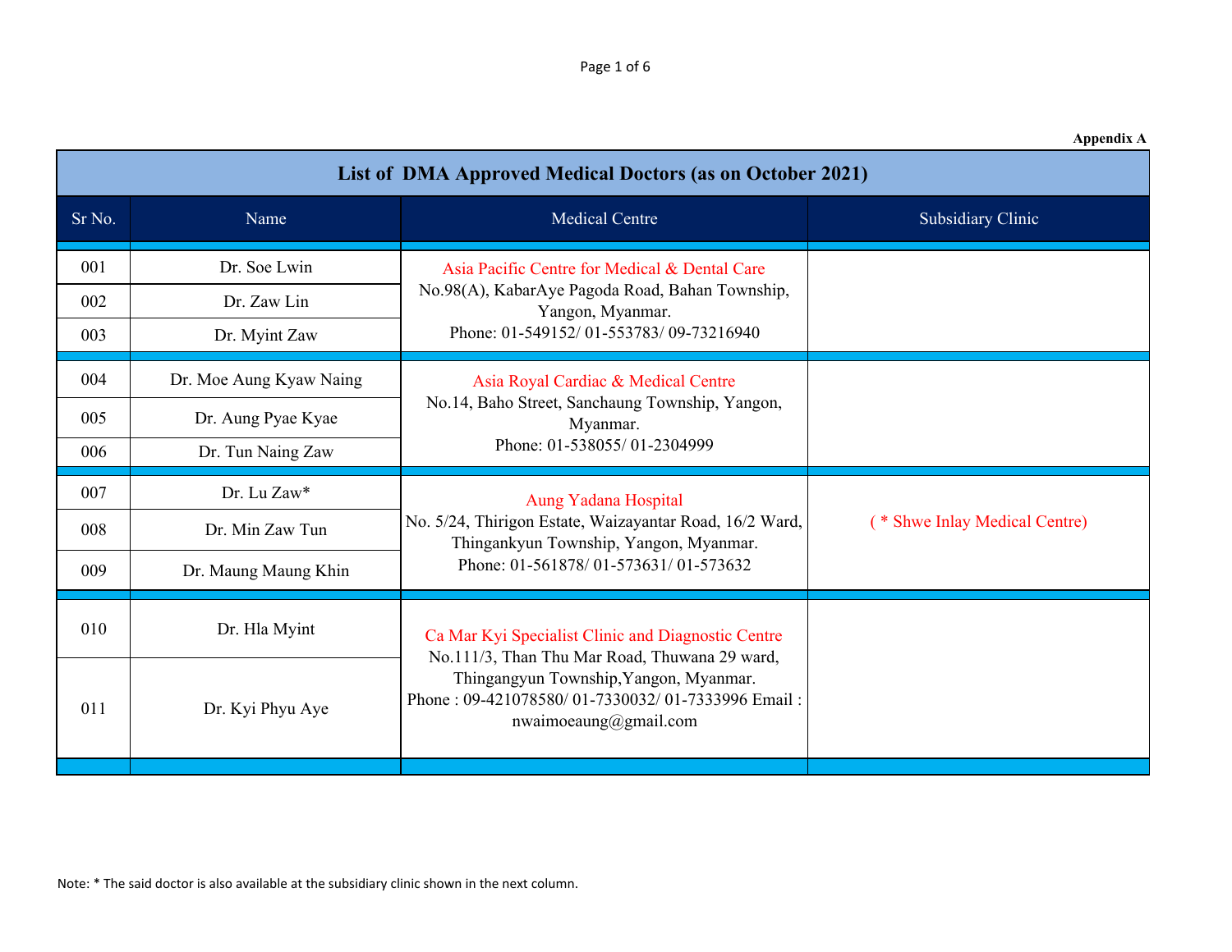**Appendix A**

| List of DMA Approved Medical Doctors (as on October 2021) | | | |
|---|---|---|---|
| **Sr No.** | **Name** | **Medical Centre** | **Subsidiary Clinic** |
| 001 | Dr. Soe Lwin | Asia Pacific Centre for Medical & Dental Care<br>No.98(A), KabarAye Pagoda Road, Bahan Township, Yangon, Myanmar.<br>Phone: 01-549152/ 01-553783/ 09-73216940 | |
| 002 | Dr. Zaw Lin | | |
| 003 | Dr. Myint Zaw | | |
| 004 | Dr. Moe Aung Kyaw Naing | Asia Royal Cardiac & Medical Centre<br>No.14, Baho Street, Sanchaung Township, Yangon, Myanmar.<br>Phone: 01-538055/ 01-2304999 | |
| 005 | Dr. Aung Pyae Kyae | | |
| 006 | Dr. Tun Naing Zaw | | |
| 007 | Dr. Lu Zaw* | Aung Yadana Hospital<br>No. 5/24, Thirigon Estate, Waizayantar Road, 16/2 Ward, Thingankyun Township, Yangon, Myanmar.<br>Phone: 01-561878/ 01-573631/ 01-573632 | ( * Shwe Inlay Medical Centre) |
| 008 | Dr. Min Zaw Tun | | |
| 009 | Dr. Maung Maung Khin | | |
| 010 | Dr. Hla Myint | Ca Mar Kyi Specialist Clinic and Diagnostic Centre<br>No.111/3, Than Thu Mar Road, Thuwana 29 ward, Thingangyun Township,Yangon, Myanmar.<br>Phone : 09-421078580/ 01-7330032/ 01-7333996 Email : nwaimoeaung@gmail.com | |
| 011 | Dr. Kyi Phyu Aye | | |

Note: * The said doctor is also available at the subsidiary clinic shown in the next column.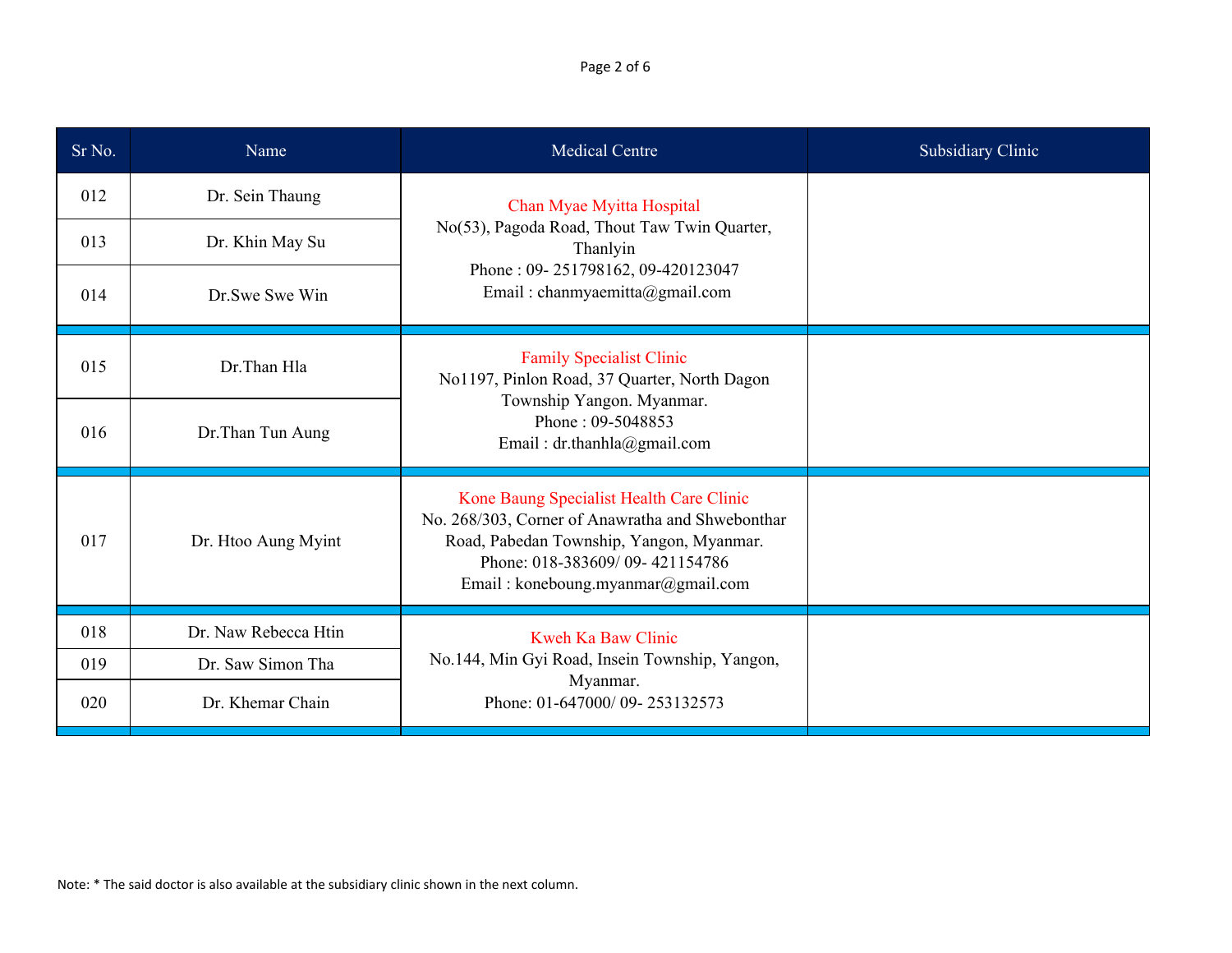| Sr No. | Name | Medical Centre | Subsidiary Clinic |
|---|---|---|---|
| 012 | Dr. Sein Thaung | Chan Myae Myitta Hospital<br>No(53), Pagoda Road, Thout Taw Twin Quarter, Thanlyin<br>Phone : 09- 251798162, 09-420123047<br>Email : chanmyaemitta@gmail.com | |
| 013 | Dr. Khin May Su | | |
| 014 | Dr.Swe Swe Win | | |
| 015 | Dr.Than Hla | Family Specialist Clinic<br>No1197, Pinlon Road, 37 Quarter, North Dagon Township Yangon. Myanmar.<br>Phone : 09-5048853<br>Email : dr.thanhla@gmail.com | |
| 016 | Dr.Than Tun Aung | | |
| 017 | Dr. Htoo Aung Myint | Kone Baung Specialist Health Care Clinic<br>No. 268/303, Corner of Anawratha and Shwebonthar Road, Pabedan Township, Yangon, Myanmar.<br>Phone: 018-383609/ 09- 421154786<br>Email : koneboung.myanmar@gmail.com | |
| 018 | Dr. Naw Rebecca Htin | Kweh Ka Baw Clinic<br>No.144, Min Gyi Road, Insein Township, Yangon, Myanmar.<br>Phone: 01-647000/ 09- 253132573 | |
| 019 | Dr. Saw Simon Tha | | |
| 020 | Dr. Khemar Chain | | |

Note: * The said doctor is also available at the subsidiary clinic shown in the next column.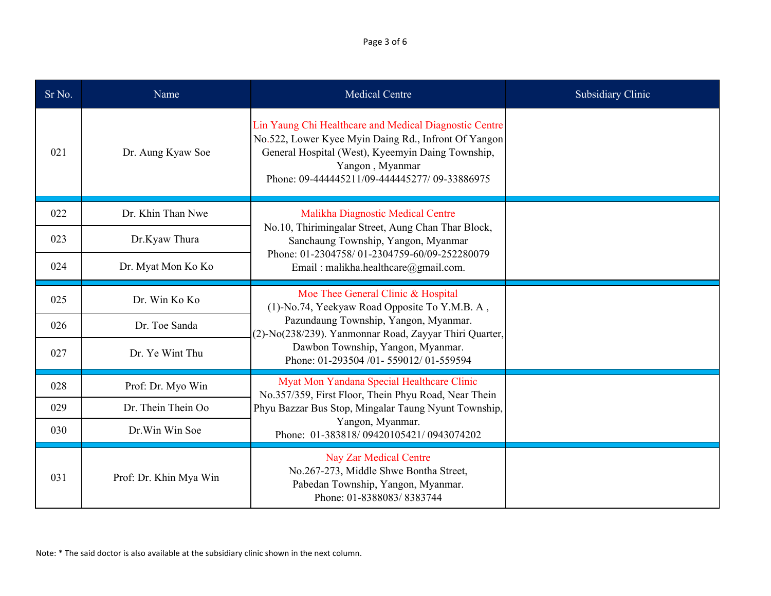| Sr No. | Name | Medical Centre | Subsidiary Clinic |
|---|---|---|---|
| 021 | Dr. Aung Kyaw Soe | Lin Yaung Chi Healthcare and Medical Diagnostic Centre<br>No.522, Lower Kyee Myin Daing Rd., Infront Of Yangon General Hospital (West), Kyeemyin Daing Township, Yangon , Myanmar<br>Phone: 09-444445211/09-444445277/ 09-33886975 | |
| 022 | Dr. Khin Than Nwe | Malikha Diagnostic Medical Centre<br>No.10, Thirimingalar Street, Aung Chan Thar Block, Sanchaung Township, Yangon, Myanmar<br>Phone: 01-2304758/ 01-2304759-60/09-252280079<br>Email : malikha.healthcare@gmail.com. | |
| 023 | Dr.Kyaw Thura | | |
| 024 | Dr. Myat Mon Ko Ko | | |
| 025 | Dr. Win Ko Ko | Moe Thee General Clinic & Hospital<br>(1)-No.74, Yeekyaw Road Opposite To Y.M.B. A , Pazundaung Township, Yangon, Myanmar.<br>(2)-No(238/239). Yanmonnar Road, Zayyar Thiri Quarter, Dawbon Township, Yangon, Myanmar.<br>Phone: 01-293504 /01- 559012/ 01-559594 | |
| 026 | Dr. Toe Sanda | | |
| 027 | Dr. Ye Wint Thu | | |
| 028 | Prof: Dr. Myo Win | Myat Mon Yandana Special Healthcare Clinic<br>No.357/359, First Floor, Thein Phyu Road, Near Thein Phyu Bazzar Bus Stop, Mingalar Taung Nyunt Township, Yangon, Myanmar.<br>Phone: 01-383818/ 09420105421/ 0943074202 | |
| 029 | Dr. Thein Thein Oo | | |
| 030 | Dr.Win Win Soe | | |
| 031 | Prof: Dr. Khin Mya Win | Nay Zar Medical Centre<br>No.267-273, Middle Shwe Bontha Street, Pabedan Township, Yangon, Myanmar.<br>Phone: 01-8388083/ 8383744 | |

Note: * The said doctor is also available at the subsidiary clinic shown in the next column.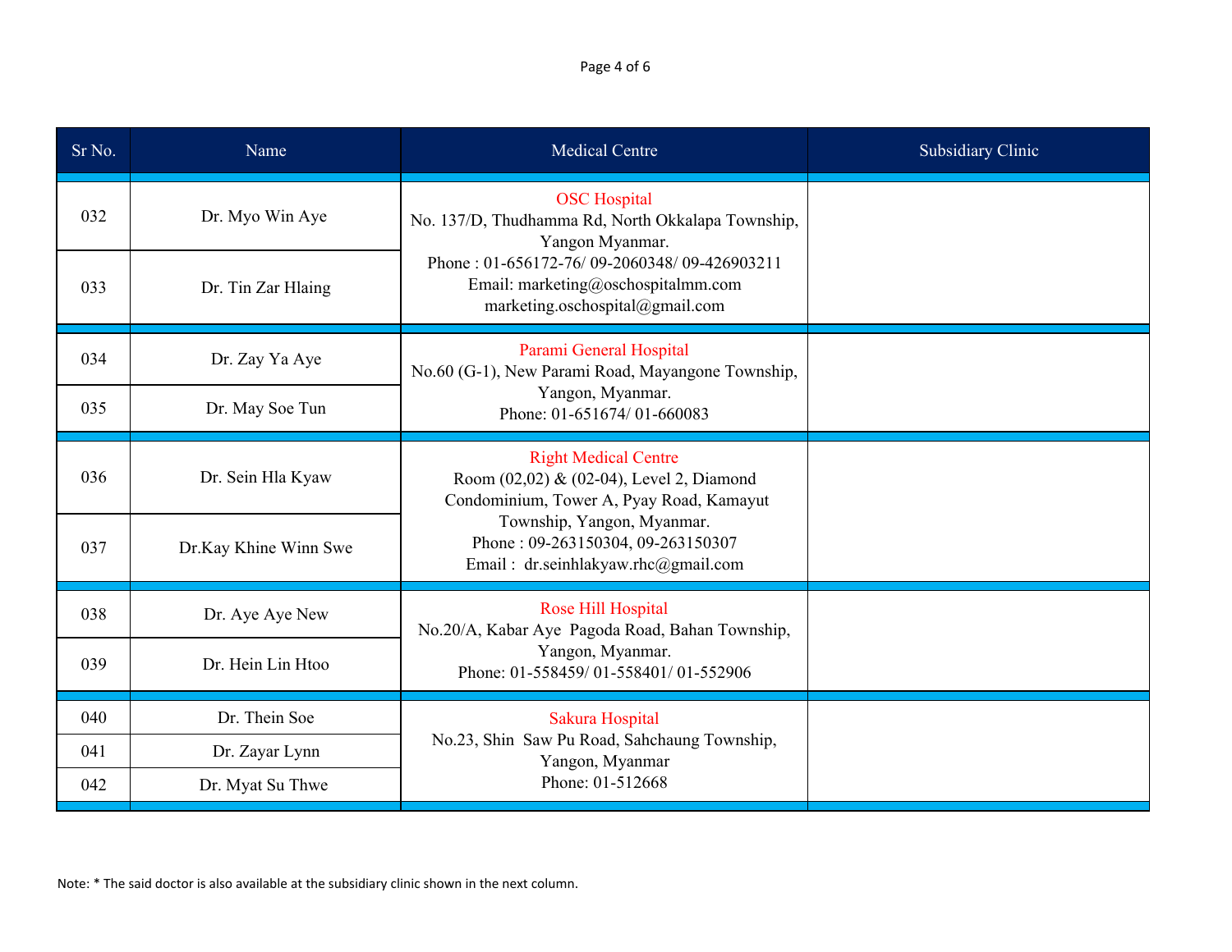| Sr No. | Name | Medical Centre | Subsidiary Clinic |
|---|---|---|---|
| 032 | Dr. Myo Win Aye | OSC Hospital<br>No. 137/D, Thudhamma Rd, North Okkalapa Township, Yangon Myanmar.<br>Phone : 01-656172-76/ 09-2060348/ 09-426903211<br>Email: marketing@oschospitalmm.com<br>marketing.oschospital@gmail.com | |
| 033 | Dr. Tin Zar Hlaing | | |
| 034 | Dr. Zay Ya Aye | Parami General Hospital<br>No.60 (G-1), New Parami Road, Mayangone Township, Yangon, Myanmar.<br>Phone: 01-651674/ 01-660083 | |
| 035 | Dr. May Soe Tun | | |
| 036 | Dr. Sein Hla Kyaw | Right Medical Centre<br>Room (02,02) & (02-04), Level 2, Diamond Condominium, Tower A, Pyay Road, Kamayut Township, Yangon, Myanmar.<br>Phone : 09-263150304, 09-263150307<br>Email : dr.seinhlakyaw.rhc@gmail.com | |
| 037 | Dr.Kay Khine Winn Swe | | |
| 038 | Dr. Aye Aye New | Rose Hill Hospital<br>No.20/A, Kabar Aye Pagoda Road, Bahan Township, Yangon, Myanmar.<br>Phone: 01-558459/ 01-558401/ 01-552906 | |
| 039 | Dr. Hein Lin Htoo | | |
| 040 | Dr. Thein Soe | Sakura Hospital<br>No.23, Shin Saw Pu Road, Sahchaung Township, Yangon, Myanmar<br>Phone: 01-512668 | |
| 041 | Dr. Zayar Lynn | | |
| 042 | Dr. Myat Su Thwe | | |

Note: * The said doctor is also available at the subsidiary clinic shown in the next column.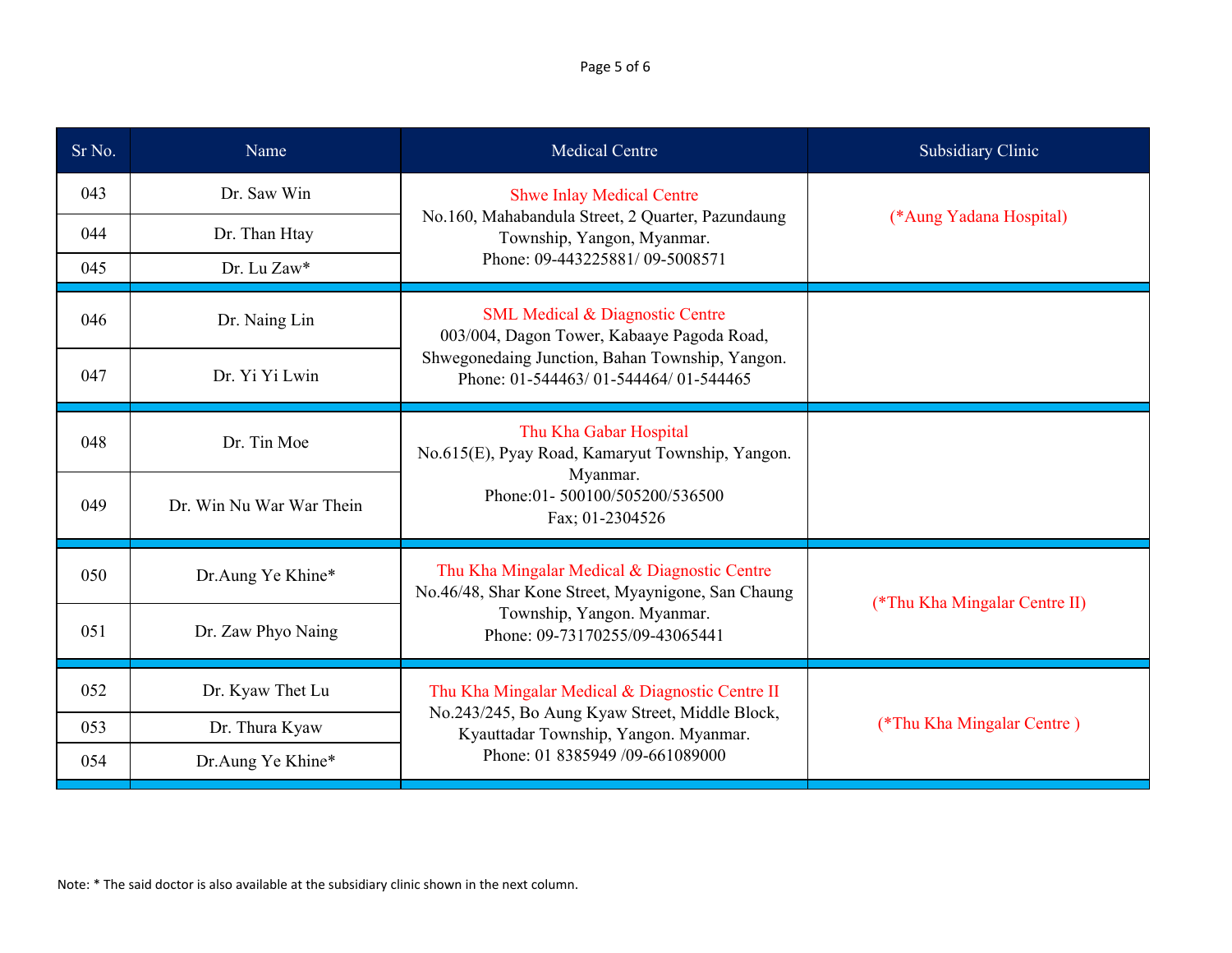| Sr No. | Name | Medical Centre | Subsidiary Clinic |
|---|---|---|---|
| 043 | Dr. Saw Win | Shwe Inlay Medical Centre No.160, Mahabandula Street, 2 Quarter, Pazundaung Township, Yangon, Myanmar. Phone: 09-443225881/ 09-5008571 | (*Aung Yadana Hospital) |
| 044 | Dr. Than Htay | | |
| 045 | Dr. Lu Zaw* | | |
| 046 | Dr. Naing Lin | SML Medical & Diagnostic Centre 003/004, Dagon Tower, Kabaaye Pagoda Road, Shwegonedaing Junction, Bahan Township, Yangon. Phone: 01-544463/ 01-544464/ 01-544465 | |
| 047 | Dr. Yi Yi Lwin | | |
| 048 | Dr. Tin Moe | Thu Kha Gabar Hospital No.615(E), Pyay Road, Kamaryut Township, Yangon. Myanmar. Phone:01- 500100/505200/536500 Fax; 01-2304526 | |
| 049 | Dr. Win Nu War War Thein | | |
| 050 | Dr.Aung Ye Khine* | Thu Kha Mingalar Medical & Diagnostic Centre No.46/48, Shar Kone Street, Myaynigone, San Chaung Township, Yangon. Myanmar. Phone: 09-73170255/09-43065441 | (*Thu Kha Mingalar Centre II) |
| 051 | Dr. Zaw Phyo Naing | | |
| 052 | Dr. Kyaw Thet Lu | Thu Kha Mingalar Medical & Diagnostic Centre II No.243/245, Bo Aung Kyaw Street, Middle Block, Kyauttadar Township, Yangon. Myanmar. Phone: 01 8385949 /09-661089000 | (*Thu Kha Mingalar Centre ) |
| 053 | Dr. Thura Kyaw | | |
| 054 | Dr.Aung Ye Khine* | | |

Note: * The said doctor is also available at the subsidiary clinic shown in the next column.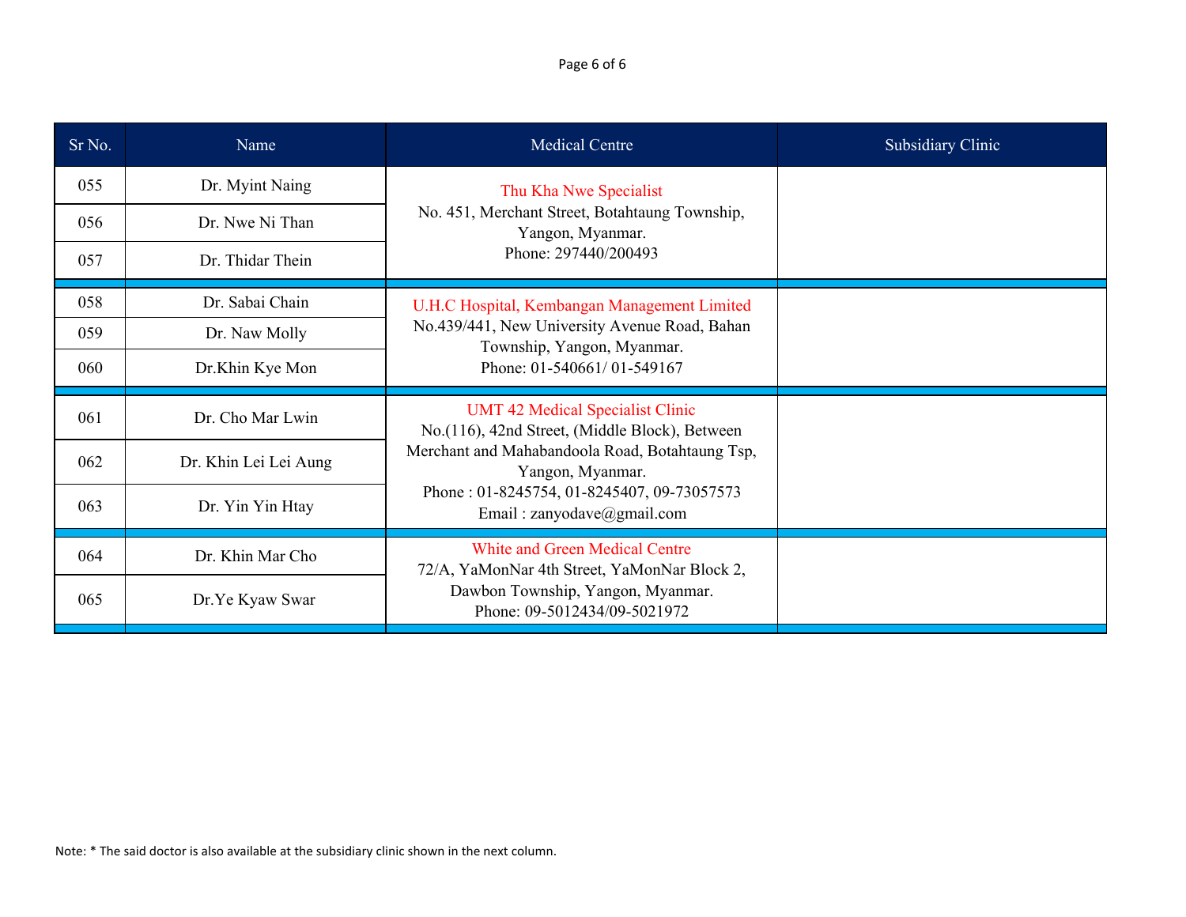| Sr No. | Name | Medical Centre | Subsidiary Clinic |
|---|---|---|---|
| 055 | Dr. Myint Naing | Thu Kha Nwe Specialist<br>No. 451, Merchant Street, Botahtaung Township, Yangon, Myanmar.<br>Phone: 297440/200493 | |
| 056 | Dr. Nwe Ni Than | | |
| 057 | Dr. Thidar Thein | | |
| 058 | Dr. Sabai Chain | U.H.C Hospital, Kembangan Management Limited<br>No.439/441, New University Avenue Road, Bahan Township, Yangon, Myanmar.<br>Phone: 01-540661/ 01-549167 | |
| 059 | Dr. Naw Molly | | |
| 060 | Dr.Khin Kye Mon | | |
| 061 | Dr. Cho Mar Lwin | UMT 42 Medical Specialist Clinic<br>No.(116), 42nd Street, (Middle Block), Between Merchant and Mahabandoola Road, Botahtaung Tsp, Yangon, Myanmar.<br>Phone : 01-8245754, 01-8245407, 09-73057573<br>Email : zanyodave@gmail.com | |
| 062 | Dr. Khin Lei Lei Aung | | |
| 063 | Dr. Yin Yin Htay | | |
| 064 | Dr. Khin Mar Cho | White and Green Medical Centre<br>72/A, YaMonNar 4th Street, YaMonNar Block 2, Dawbon Township, Yangon, Myanmar.<br>Phone: 09-5012434/09-5021972 | |
| 065 | Dr.Ye Kyaw Swar | | |

Note: * The said doctor is also available at the subsidiary clinic shown in the next column.